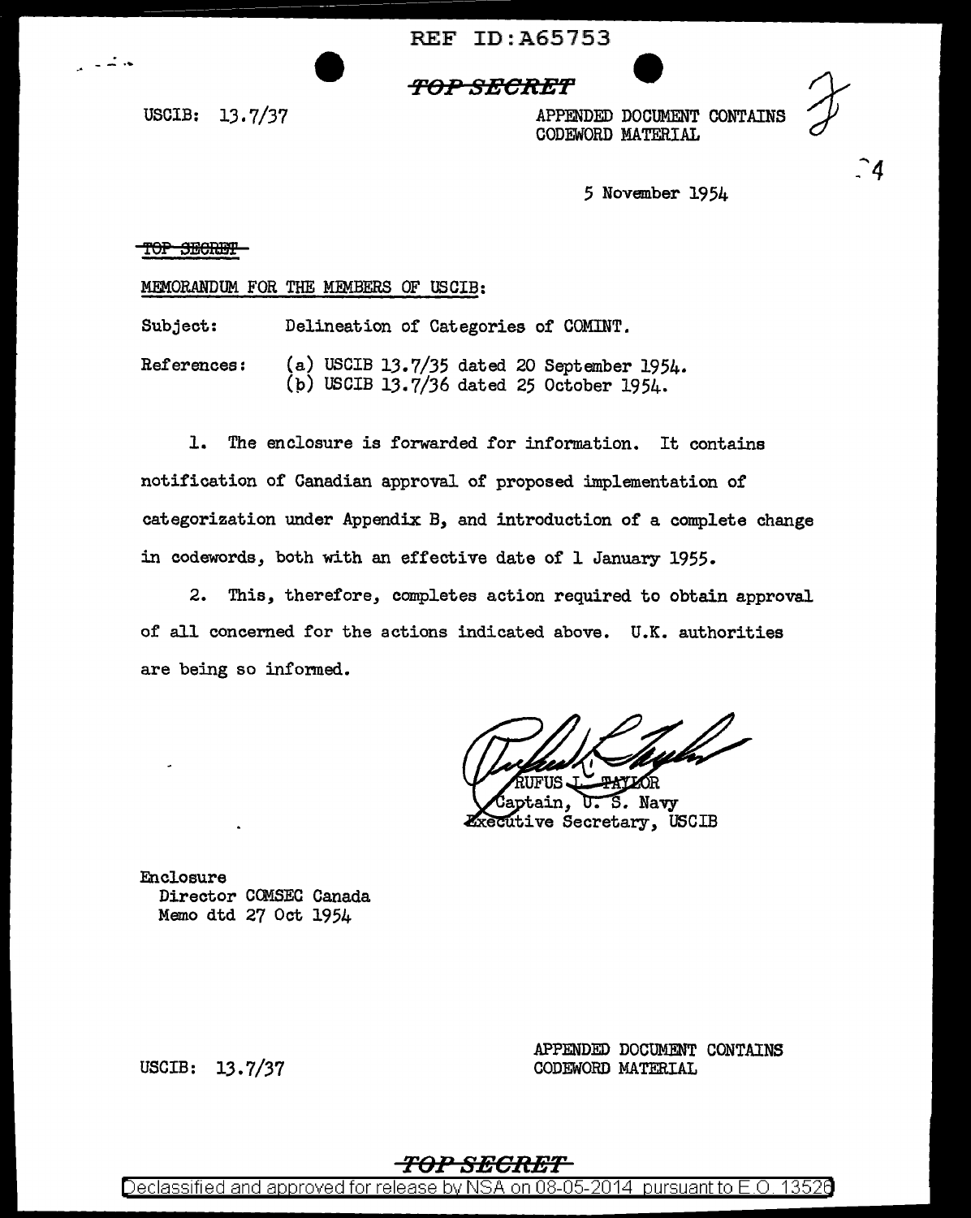REF ID:A65753

~~TOP SECRET~~

USCIB: 13.7/37

APPENDED DOCUMENT CONTAINS CODEWORD MATERIAL

5 November 1954

~~TOP SECRET~~

MEMORANDUM FOR THE MEMBERS OF USCIB:

Subject: Delineation of Categories of COMINT.

References: (a) USCIB 13.7/35 dated 20 September 1954.
(b) USCIB 13.7/36 dated 25 October 1954.

1. The enclosure is forwarded for information. It contains notification of Canadian approval of proposed implementation of categorization under Appendix B, and introduction of a complete change in codewords, both with an effective date of 1 January 1955.

2. This, therefore, completes action required to obtain approval of all concerned for the actions indicated above. U.K. authorities are being so informed.

RUFUS L. TAYLOR
Captain, U. S. Navy
Executive Secretary, USCIB

Enclosure
Director COMSEC Canada
Memo dtd 27 Oct 1954

USCIB: 13.7/37

APPENDED DOCUMENT CONTAINS CODEWORD MATERIAL

~~TOP SECRET~~

Declassified and approved for release by NSA on 08-05-2014 pursuant to E.O. 13526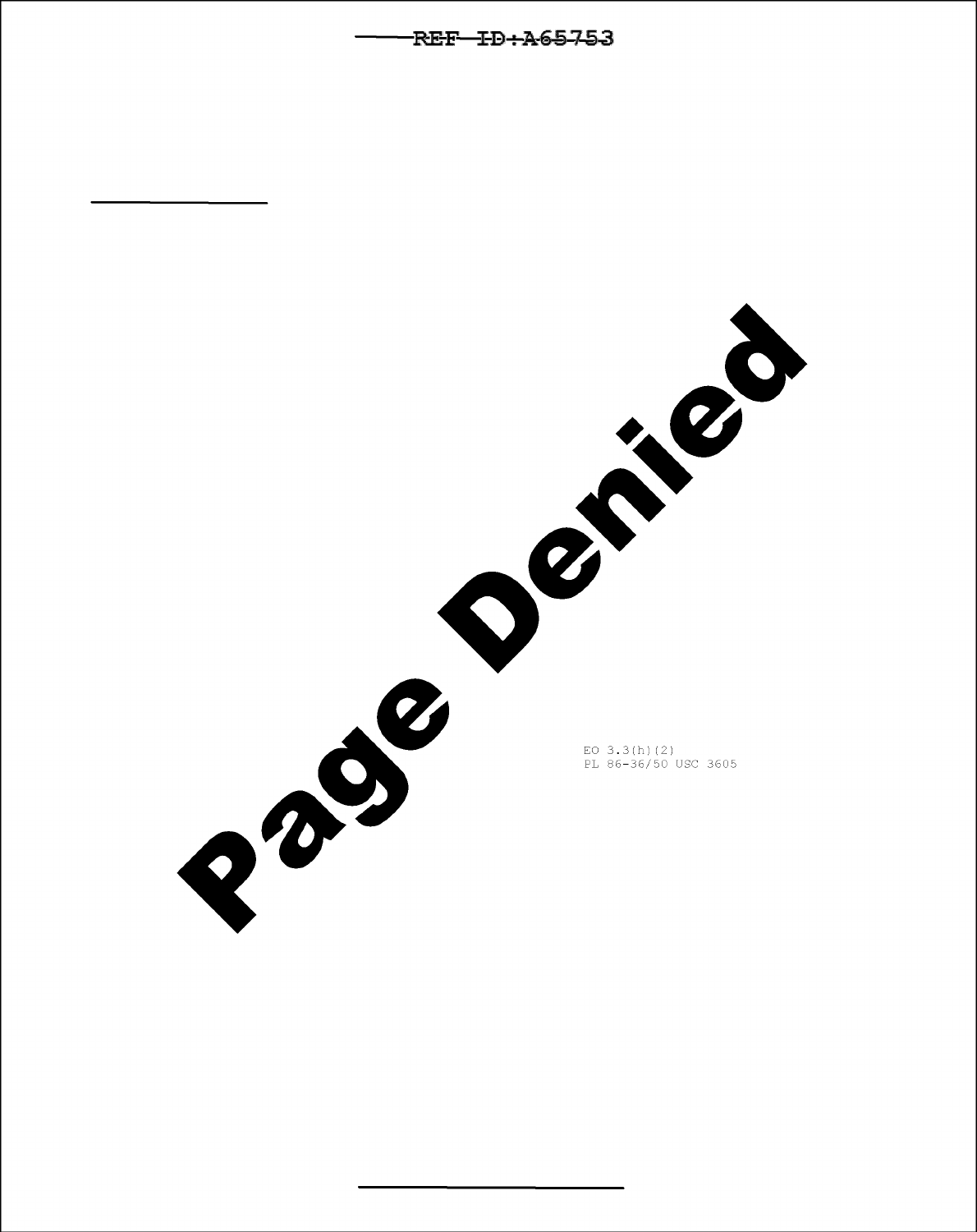Page Denied

EO 3.3(h)(2)
PL 86-36/50 USC 3605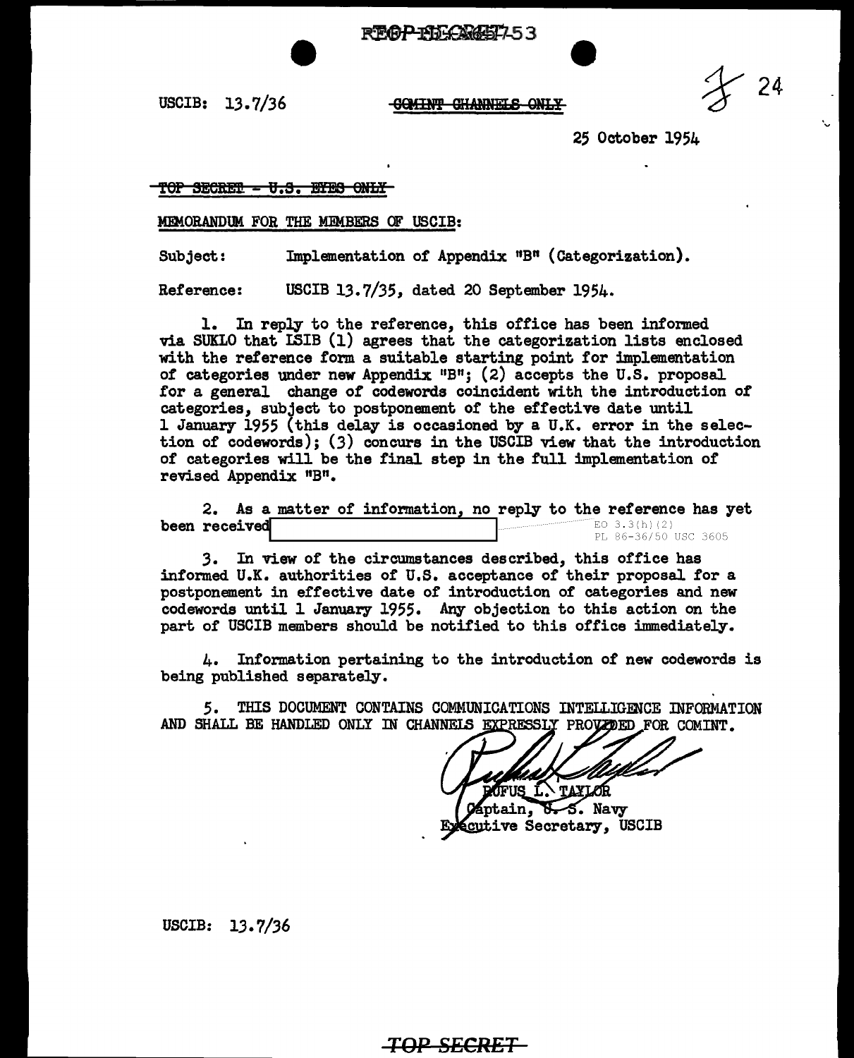REF ID:A65753

USCIB: 13.7/36

~~COMINT CHANNELS ONLY~~

25 October 1954

~~TOP SECRET - U.S. EYES ONLY~~

MEMORANDUM FOR THE MEMBERS OF USCIB:

Subject: Implementation of Appendix "B" (Categorization).

Reference: USCIB 13.7/35, dated 20 September 1954.

1. In reply to the reference, this office has been informed via SUKLO that LSIB (1) agrees that the categorization lists enclosed with the reference form a suitable starting point for implementation of categories under new Appendix "B"; (2) accepts the U.S. proposal for a general change of codewords coincident with the introduction of categories, subject to postponement of the effective date until 1 January 1955 (this delay is occasioned by a U.K. error in the selection of codewords); (3) concurs in the USCIB view that the introduction of categories will be the final step in the full implementation of revised Appendix "B".

2. As a matter of information, no reply to the reference has yet been received [REDACTED]

EO 3.3(h)(2)
PL 86-36/50 USC 3605

3. In view of the circumstances described, this office has informed U.K. authorities of U.S. acceptance of their proposal for a postponement in effective date of introduction of categories and new codewords until 1 January 1955. Any objection to this action on the part of USCIB members should be notified to this office immediately.

4. Information pertaining to the introduction of new codewords is being published separately.

5. THIS DOCUMENT CONTAINS COMMUNICATIONS INTELLIGENCE INFORMATION AND SHALL BE HANDLED ONLY IN CHANNELS EXPRESSLY PROVIDED FOR COMINT.

RUFUS L. TAYLOR
Captain, U.S. Navy
Executive Secretary, USCIB

USCIB: 13.7/36

~~TOP SECRET~~